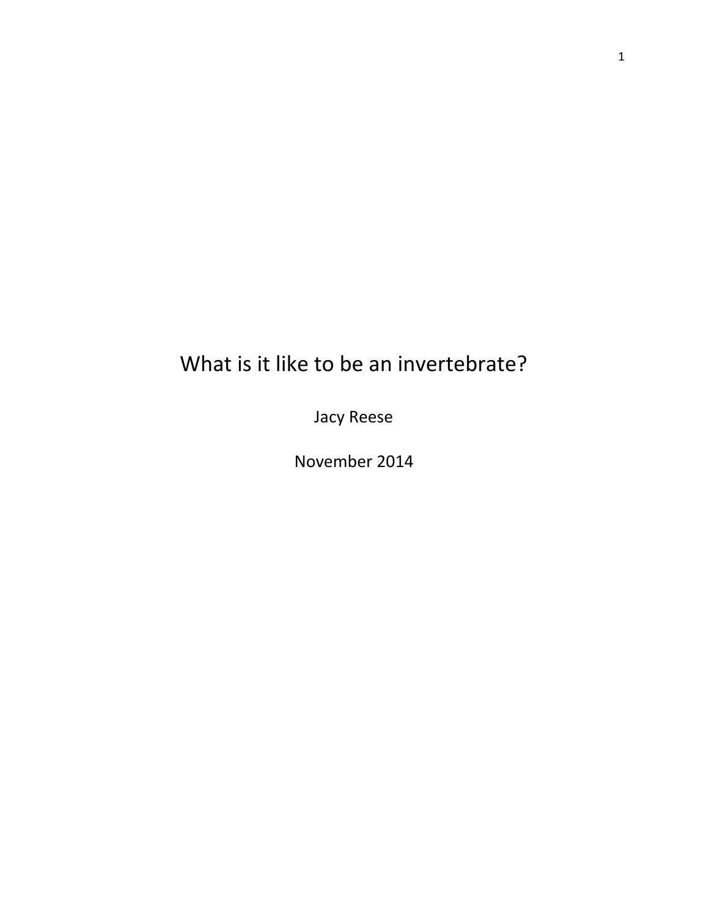# What is it like to be an invertebrate?

Jacy Reese

November 2014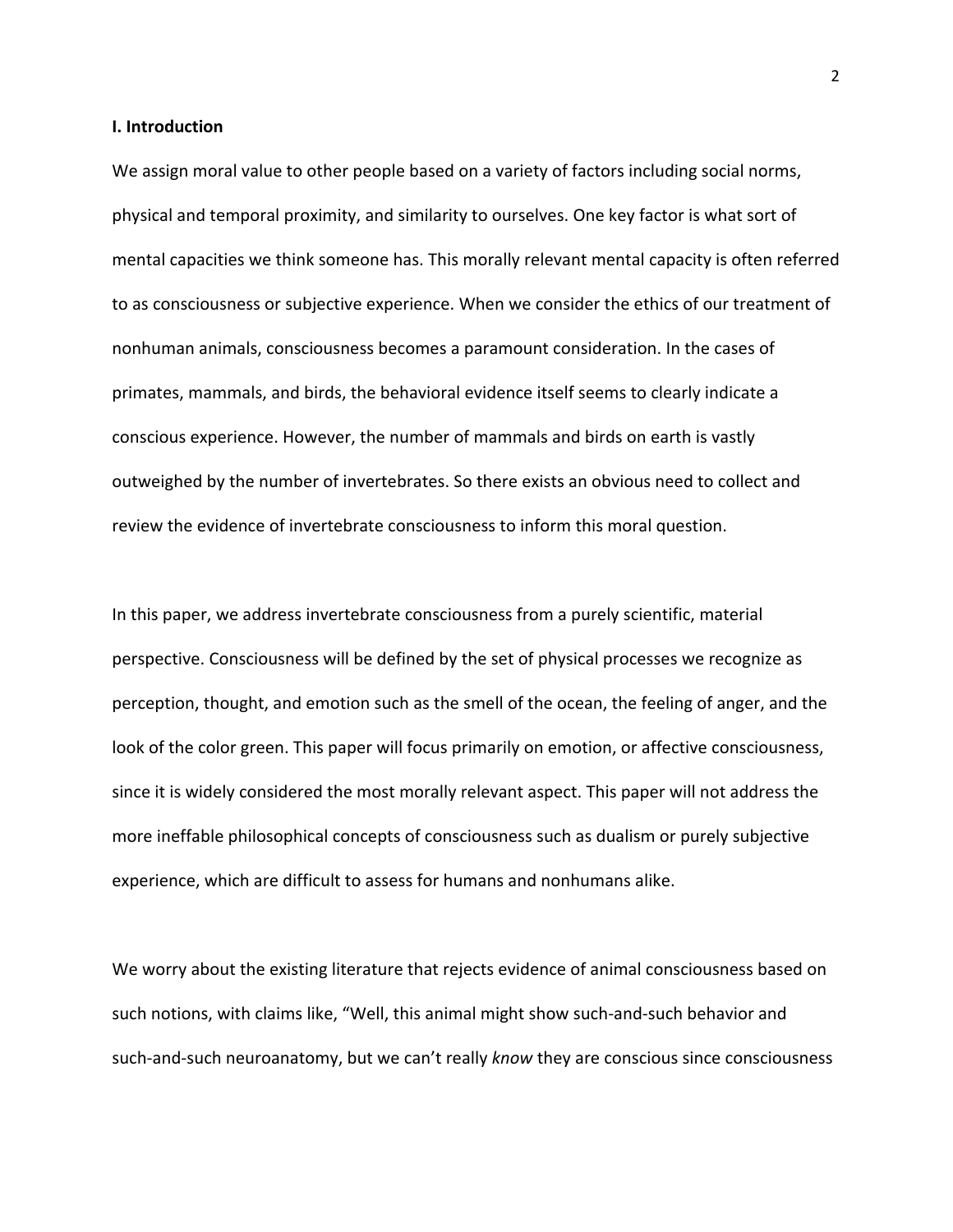## I. Introduction

We assign moral value to other people based on a variety of factors including social norms, physical and temporal proximity, and similarity to ourselves. One key factor is what sort of mental capacities we think someone has. This morally relevant mental capacity is often referred to as consciousness or subjective experience. When we consider the ethics of our treatment of nonhuman animals, consciousness becomes a paramount consideration. In the cases of primates, mammals, and birds, the behavioral evidence itself seems to clearly indicate a conscious experience. However, the number of mammals and birds on earth is vastly outweighed by the number of invertebrates. So there exists an obvious need to collect and review the evidence of invertebrate consciousness to inform this moral question.

In this paper, we address invertebrate consciousness from a purely scientific, material perspective. Consciousness will be defined by the set of physical processes we recognize as perception, thought, and emotion such as the smell of the ocean, the feeling of anger, and the look of the color green. This paper will focus primarily on emotion, or affective consciousness, since it is widely considered the most morally relevant aspect. This paper will not address the more ineffable philosophical concepts of consciousness such as dualism or purely subjective experience, which are difficult to assess for humans and nonhumans alike.

We worry about the existing literature that rejects evidence of animal consciousness based on such notions, with claims like, "Well, this animal might show such-and-such behavior and such-and-such neuroanatomy, but we can't really *know* they are conscious since consciousness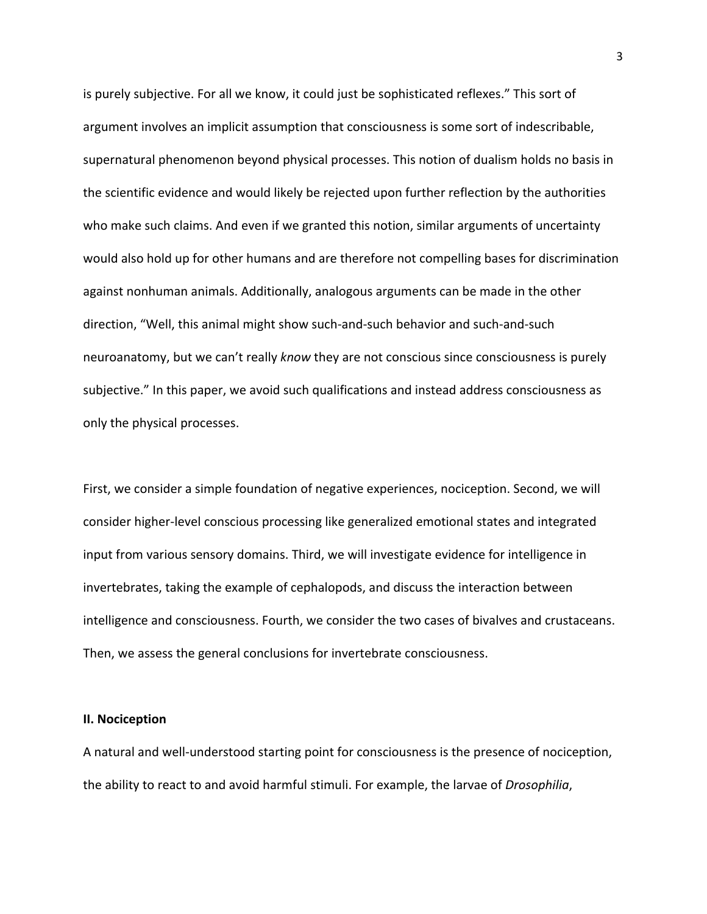is purely subjective. For all we know, it could just be sophisticated reflexes." This sort of argument involves an implicit assumption that consciousness is some sort of indescribable, supernatural phenomenon beyond physical processes. This notion of dualism holds no basis in the scientific evidence and would likely be rejected upon further reflection by the authorities who make such claims. And even if we granted this notion, similar arguments of uncertainty would also hold up for other humans and are therefore not compelling bases for discrimination against nonhuman animals. Additionally, analogous arguments can be made in the other direction, "Well, this animal might show such-and-such behavior and such-and-such neuroanatomy, but we can't really *know* they are not conscious since consciousness is purely subjective." In this paper, we avoid such qualifications and instead address consciousness as only the physical processes.

First, we consider a simple foundation of negative experiences, nociception. Second, we will consider higher-level conscious processing like generalized emotional states and integrated input from various sensory domains. Third, we will investigate evidence for intelligence in invertebrates, taking the example of cephalopods, and discuss the interaction between intelligence and consciousness. Fourth, we consider the two cases of bivalves and crustaceans. Then, we assess the general conclusions for invertebrate consciousness.

**II. Nociception**

A natural and well-understood starting point for consciousness is the presence of nociception, the ability to react to and avoid harmful stimuli. For example, the larvae of *Drosophilia*,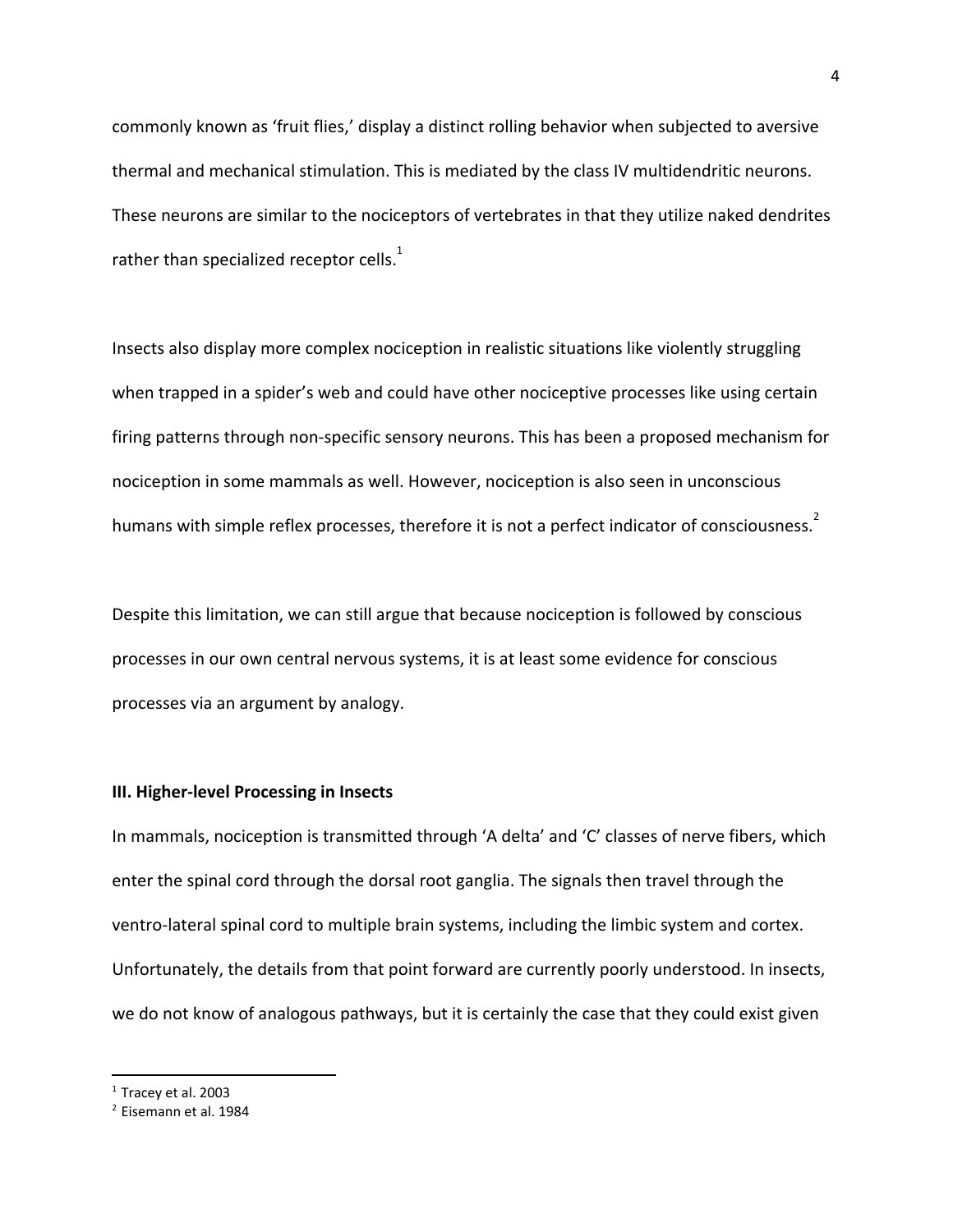commonly known as 'fruit flies,' display a distinct rolling behavior when subjected to aversive thermal and mechanical stimulation. This is mediated by the class IV multidendritic neurons. These neurons are similar to the nociceptors of vertebrates in that they utilize naked dendrites rather than specialized receptor cells.[1]

Insects also display more complex nociception in realistic situations like violently struggling when trapped in a spider's web and could have other nociceptive processes like using certain firing patterns through non-specific sensory neurons. This has been a proposed mechanism for nociception in some mammals as well. However, nociception is also seen in unconscious humans with simple reflex processes, therefore it is not a perfect indicator of consciousness.[2]

Despite this limitation, we can still argue that because nociception is followed by conscious processes in our own central nervous systems, it is at least some evidence for conscious processes via an argument by analogy.

### III. Higher-level Processing in Insects

In mammals, nociception is transmitted through 'A delta' and 'C' classes of nerve fibers, which enter the spinal cord through the dorsal root ganglia. The signals then travel through the ventro-lateral spinal cord to multiple brain systems, including the limbic system and cortex. Unfortunately, the details from that point forward are currently poorly understood. In insects, we do not know of analogous pathways, but it is certainly the case that they could exist given

---

[1] Tracey et al. 2003

[2] Eisemann et al. 1984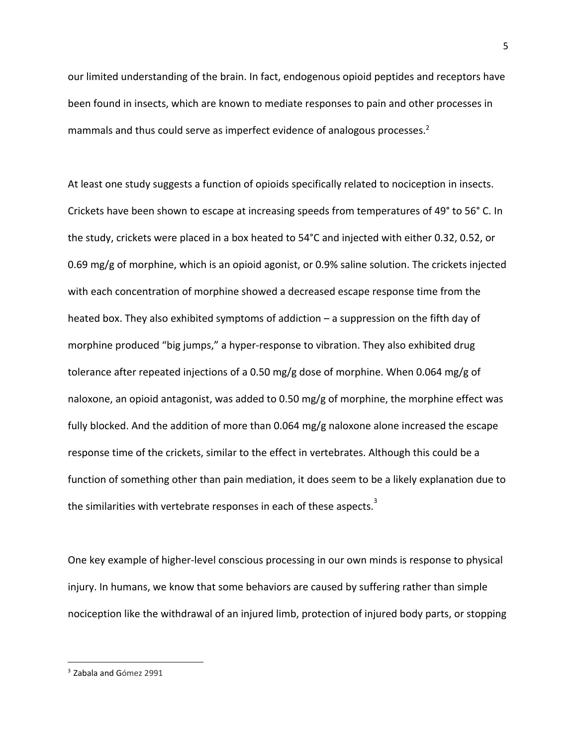our limited understanding of the brain. In fact, endogenous opioid peptides and receptors have been found in insects, which are known to mediate responses to pain and other processes in mammals and thus could serve as imperfect evidence of analogous processes.[2]

At least one study suggests a function of opioids specifically related to nociception in insects. Crickets have been shown to escape at increasing speeds from temperatures of 49° to 56° C. In the study, crickets were placed in a box heated to 54°C and injected with either 0.32, 0.52, or 0.69 mg/g of morphine, which is an opioid agonist, or 0.9% saline solution. The crickets injected with each concentration of morphine showed a decreased escape response time from the heated box. They also exhibited symptoms of addiction – a suppression on the fifth day of morphine produced "big jumps," a hyper-response to vibration. They also exhibited drug tolerance after repeated injections of a 0.50 mg/g dose of morphine. When 0.064 mg/g of naloxone, an opioid antagonist, was added to 0.50 mg/g of morphine, the morphine effect was fully blocked. And the addition of more than 0.064 mg/g naloxone alone increased the escape response time of the crickets, similar to the effect in vertebrates. Although this could be a function of something other than pain mediation, it does seem to be a likely explanation due to the similarities with vertebrate responses in each of these aspects.[3]

One key example of higher-level conscious processing in our own minds is response to physical injury. In humans, we know that some behaviors are caused by suffering rather than simple nociception like the withdrawal of an injured limb, protection of injured body parts, or stopping

---

[3] Zabala and Gómez 2991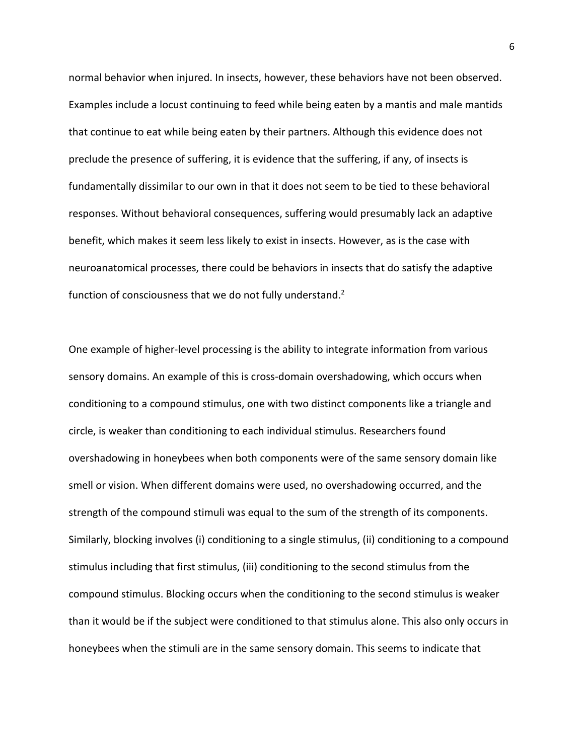normal behavior when injured. In insects, however, these behaviors have not been observed. Examples include a locust continuing to feed while being eaten by a mantis and male mantids that continue to eat while being eaten by their partners. Although this evidence does not preclude the presence of suffering, it is evidence that the suffering, if any, of insects is fundamentally dissimilar to our own in that it does not seem to be tied to these behavioral responses. Without behavioral consequences, suffering would presumably lack an adaptive benefit, which makes it seem less likely to exist in insects. However, as is the case with neuroanatomical processes, there could be behaviors in insects that do satisfy the adaptive function of consciousness that we do not fully understand.[2]

One example of higher-level processing is the ability to integrate information from various sensory domains. An example of this is cross-domain overshadowing, which occurs when conditioning to a compound stimulus, one with two distinct components like a triangle and circle, is weaker than conditioning to each individual stimulus. Researchers found overshadowing in honeybees when both components were of the same sensory domain like smell or vision. When different domains were used, no overshadowing occurred, and the strength of the compound stimuli was equal to the sum of the strength of its components. Similarly, blocking involves (i) conditioning to a single stimulus, (ii) conditioning to a compound stimulus including that first stimulus, (iii) conditioning to the second stimulus from the compound stimulus. Blocking occurs when the conditioning to the second stimulus is weaker than it would be if the subject were conditioned to that stimulus alone. This also only occurs in honeybees when the stimuli are in the same sensory domain. This seems to indicate that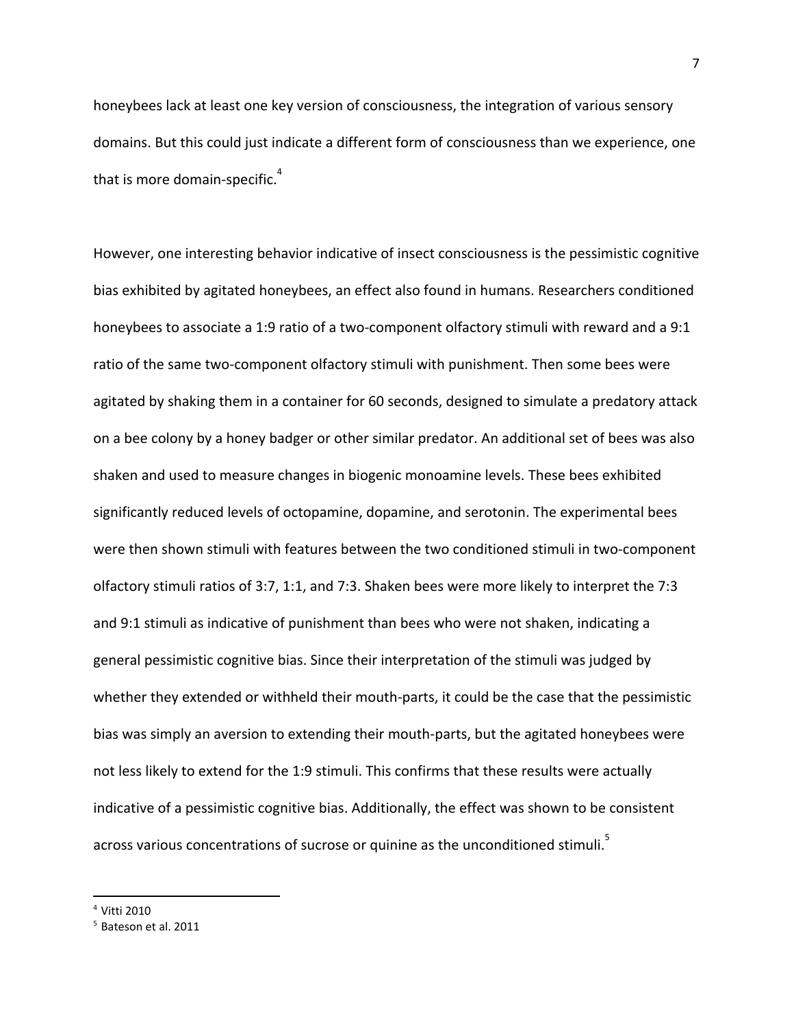honeybees lack at least one key version of consciousness, the integration of various sensory domains. But this could just indicate a different form of consciousness than we experience, one that is more domain-specific.[4]

However, one interesting behavior indicative of insect consciousness is the pessimistic cognitive bias exhibited by agitated honeybees, an effect also found in humans. Researchers conditioned honeybees to associate a 1:9 ratio of a two-component olfactory stimuli with reward and a 9:1 ratio of the same two-component olfactory stimuli with punishment. Then some bees were agitated by shaking them in a container for 60 seconds, designed to simulate a predatory attack on a bee colony by a honey badger or other similar predator. An additional set of bees was also shaken and used to measure changes in biogenic monoamine levels. These bees exhibited significantly reduced levels of octopamine, dopamine, and serotonin. The experimental bees were then shown stimuli with features between the two conditioned stimuli in two-component olfactory stimuli ratios of 3:7, 1:1, and 7:3. Shaken bees were more likely to interpret the 7:3 and 9:1 stimuli as indicative of punishment than bees who were not shaken, indicating a general pessimistic cognitive bias. Since their interpretation of the stimuli was judged by whether they extended or withheld their mouth-parts, it could be the case that the pessimistic bias was simply an aversion to extending their mouth-parts, but the agitated honeybees were not less likely to extend for the 1:9 stimuli. This confirms that these results were actually indicative of a pessimistic cognitive bias. Additionally, the effect was shown to be consistent across various concentrations of sucrose or quinine as the unconditioned stimuli.[5]

---

[4] Vitti 2010

[5] Bateson et al. 2011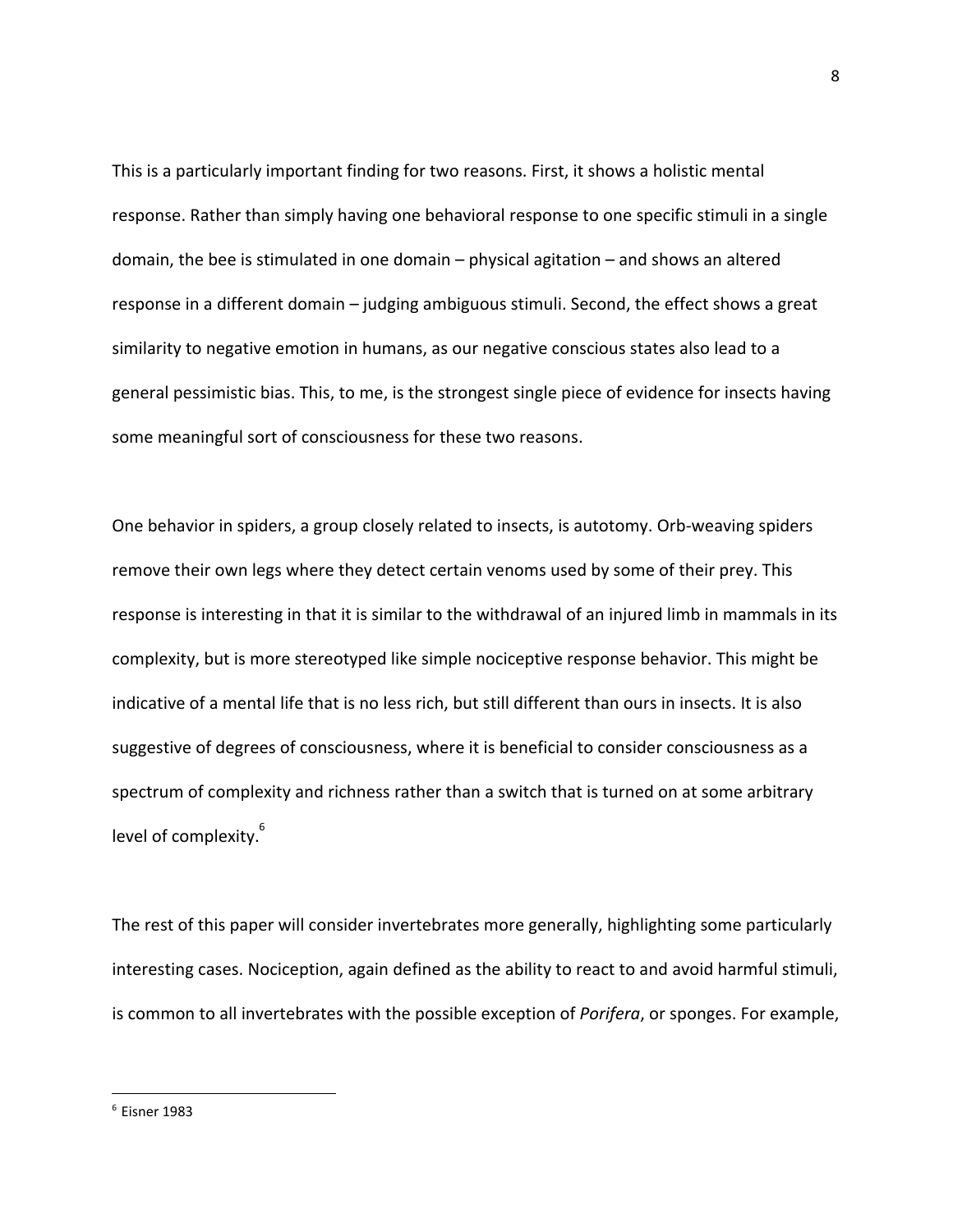This is a particularly important finding for two reasons. First, it shows a holistic mental response. Rather than simply having one behavioral response to one specific stimuli in a single domain, the bee is stimulated in one domain – physical agitation – and shows an altered response in a different domain – judging ambiguous stimuli. Second, the effect shows a great similarity to negative emotion in humans, as our negative conscious states also lead to a general pessimistic bias. This, to me, is the strongest single piece of evidence for insects having some meaningful sort of consciousness for these two reasons.

One behavior in spiders, a group closely related to insects, is autotomy. Orb-weaving spiders remove their own legs where they detect certain venoms used by some of their prey. This response is interesting in that it is similar to the withdrawal of an injured limb in mammals in its complexity, but is more stereotyped like simple nociceptive response behavior. This might be indicative of a mental life that is no less rich, but still different than ours in insects. It is also suggestive of degrees of consciousness, where it is beneficial to consider consciousness as a spectrum of complexity and richness rather than a switch that is turned on at some arbitrary level of complexity.[6]

The rest of this paper will consider invertebrates more generally, highlighting some particularly interesting cases. Nociception, again defined as the ability to react to and avoid harmful stimuli, is common to all invertebrates with the possible exception of *Porifera*, or sponges. For example,

---

[6] Eisner 1983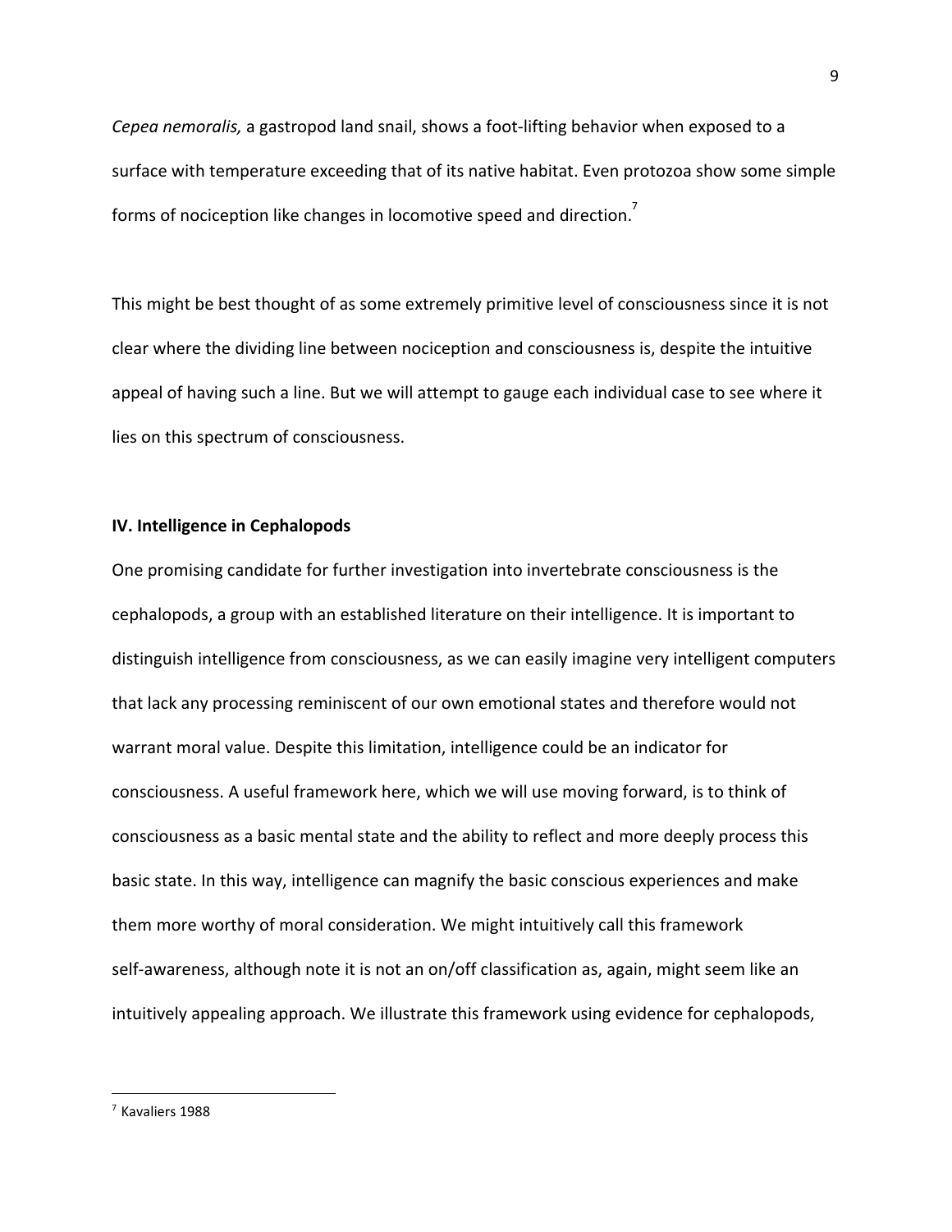*Cepea nemoralis,* a gastropod land snail, shows a foot-lifting behavior when exposed to a surface with temperature exceeding that of its native habitat. Even protozoa show some simple forms of nociception like changes in locomotive speed and direction.[7]

This might be best thought of as some extremely primitive level of consciousness since it is not clear where the dividing line between nociception and consciousness is, despite the intuitive appeal of having such a line. But we will attempt to gauge each individual case to see where it lies on this spectrum of consciousness.

## IV. Intelligence in Cephalopods

One promising candidate for further investigation into invertebrate consciousness is the cephalopods, a group with an established literature on their intelligence. It is important to distinguish intelligence from consciousness, as we can easily imagine very intelligent computers that lack any processing reminiscent of our own emotional states and therefore would not warrant moral value. Despite this limitation, intelligence could be an indicator for consciousness. A useful framework here, which we will use moving forward, is to think of consciousness as a basic mental state and the ability to reflect and more deeply process this basic state. In this way, intelligence can magnify the basic conscious experiences and make them more worthy of moral consideration. We might intuitively call this framework self-awareness, although note it is not an on/off classification as, again, might seem like an intuitively appealing approach. We illustrate this framework using evidence for cephalopods,

[7] Kavaliers 1988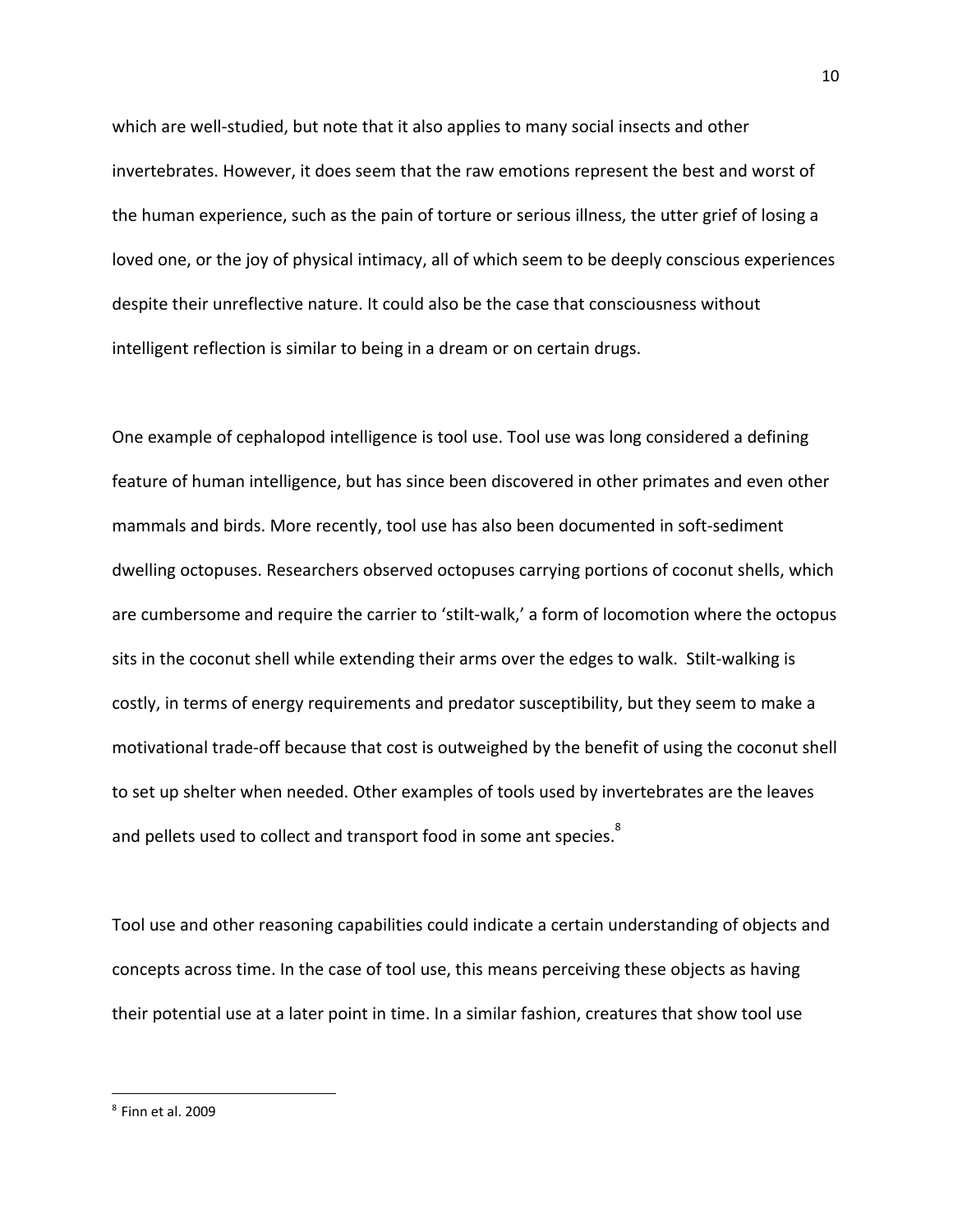which are well-studied, but note that it also applies to many social insects and other invertebrates. However, it does seem that the raw emotions represent the best and worst of the human experience, such as the pain of torture or serious illness, the utter grief of losing a loved one, or the joy of physical intimacy, all of which seem to be deeply conscious experiences despite their unreflective nature. It could also be the case that consciousness without intelligent reflection is similar to being in a dream or on certain drugs.

One example of cephalopod intelligence is tool use. Tool use was long considered a defining feature of human intelligence, but has since been discovered in other primates and even other mammals and birds. More recently, tool use has also been documented in soft-sediment dwelling octopuses. Researchers observed octopuses carrying portions of coconut shells, which are cumbersome and require the carrier to 'stilt-walk,' a form of locomotion where the octopus sits in the coconut shell while extending their arms over the edges to walk. Stilt-walking is costly, in terms of energy requirements and predator susceptibility, but they seem to make a motivational trade-off because that cost is outweighed by the benefit of using the coconut shell to set up shelter when needed. Other examples of tools used by invertebrates are the leaves and pellets used to collect and transport food in some ant species.[8]

Tool use and other reasoning capabilities could indicate a certain understanding of objects and concepts across time. In the case of tool use, this means perceiving these objects as having their potential use at a later point in time. In a similar fashion, creatures that show tool use

---

[8] Finn et al. 2009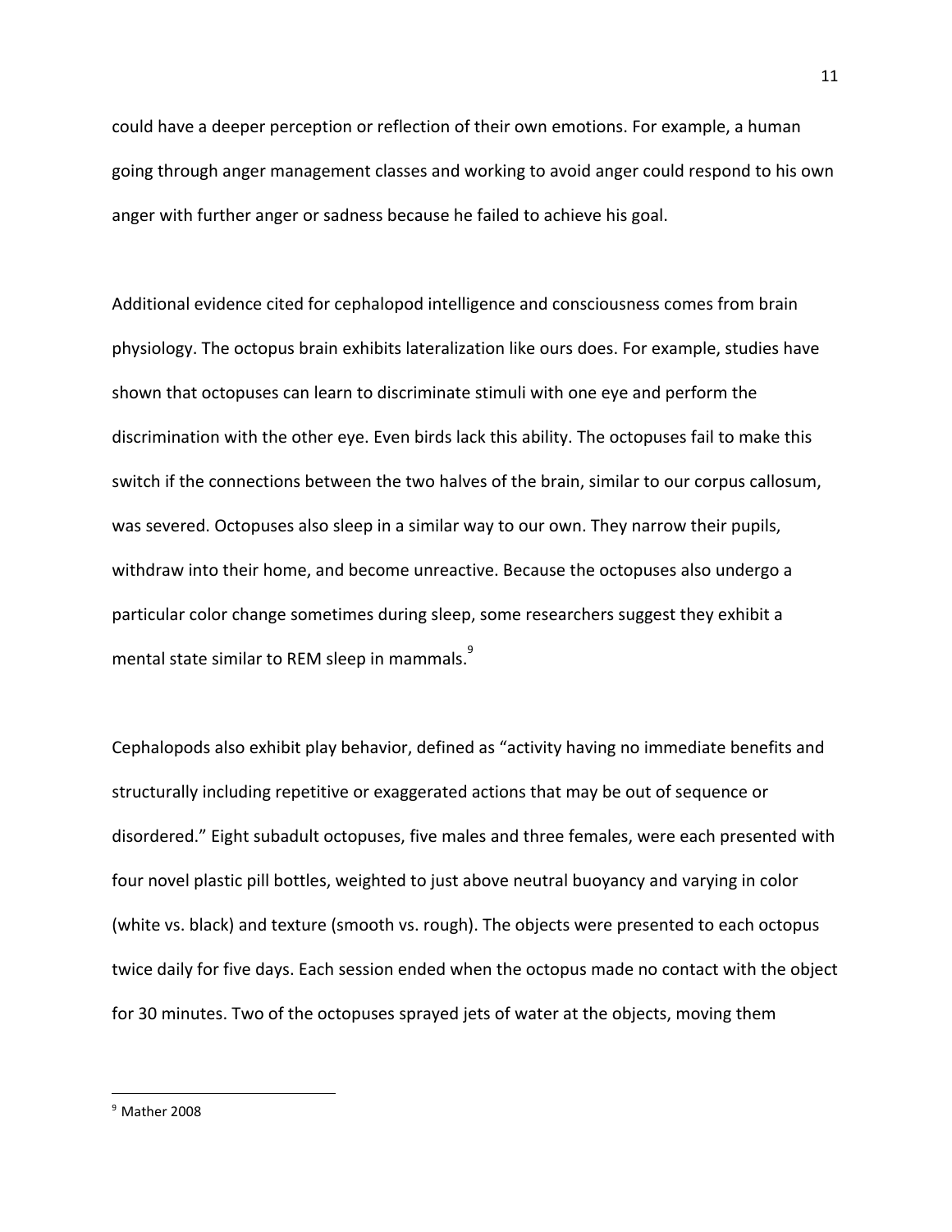could have a deeper perception or reflection of their own emotions. For example, a human going through anger management classes and working to avoid anger could respond to his own anger with further anger or sadness because he failed to achieve his goal.

Additional evidence cited for cephalopod intelligence and consciousness comes from brain physiology. The octopus brain exhibits lateralization like ours does. For example, studies have shown that octopuses can learn to discriminate stimuli with one eye and perform the discrimination with the other eye. Even birds lack this ability. The octopuses fail to make this switch if the connections between the two halves of the brain, similar to our corpus callosum, was severed. Octopuses also sleep in a similar way to our own. They narrow their pupils, withdraw into their home, and become unreactive. Because the octopuses also undergo a particular color change sometimes during sleep, some researchers suggest they exhibit a mental state similar to REM sleep in mammals.[9]

Cephalopods also exhibit play behavior, defined as "activity having no immediate benefits and structurally including repetitive or exaggerated actions that may be out of sequence or disordered." Eight subadult octopuses, five males and three females, were each presented with four novel plastic pill bottles, weighted to just above neutral buoyancy and varying in color (white vs. black) and texture (smooth vs. rough). The objects were presented to each octopus twice daily for five days. Each session ended when the octopus made no contact with the object for 30 minutes. Two of the octopuses sprayed jets of water at the objects, moving them

[9] Mather 2008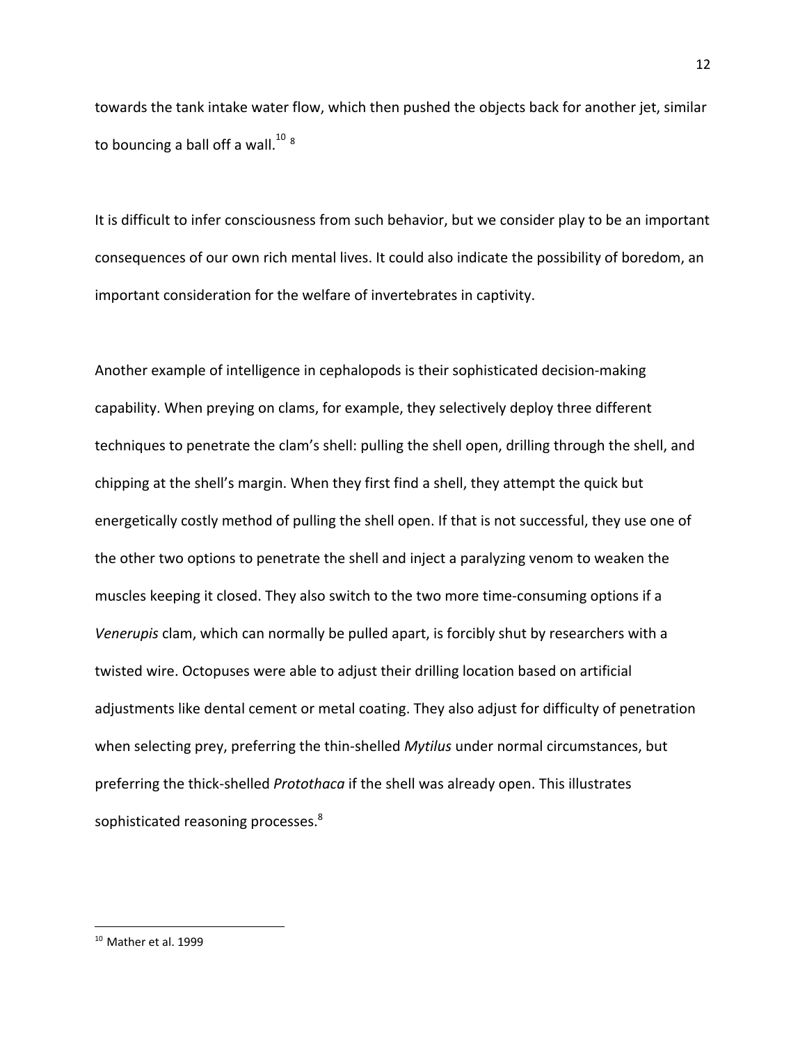towards the tank intake water flow, which then pushed the objects back for another jet, similar to bouncing a ball off a wall.[10] [8]

It is difficult to infer consciousness from such behavior, but we consider play to be an important consequences of our own rich mental lives. It could also indicate the possibility of boredom, an important consideration for the welfare of invertebrates in captivity.

Another example of intelligence in cephalopods is their sophisticated decision-making capability. When preying on clams, for example, they selectively deploy three different techniques to penetrate the clam's shell: pulling the shell open, drilling through the shell, and chipping at the shell's margin. When they first find a shell, they attempt the quick but energetically costly method of pulling the shell open. If that is not successful, they use one of the other two options to penetrate the shell and inject a paralyzing venom to weaken the muscles keeping it closed. They also switch to the two more time-consuming options if a *Venerupis* clam, which can normally be pulled apart, is forcibly shut by researchers with a twisted wire. Octopuses were able to adjust their drilling location based on artificial adjustments like dental cement or metal coating. They also adjust for difficulty of penetration when selecting prey, preferring the thin-shelled *Mytilus* under normal circumstances, but preferring the thick-shelled *Protothaca* if the shell was already open. This illustrates sophisticated reasoning processes.[8]

---

[10] Mather et al. 1999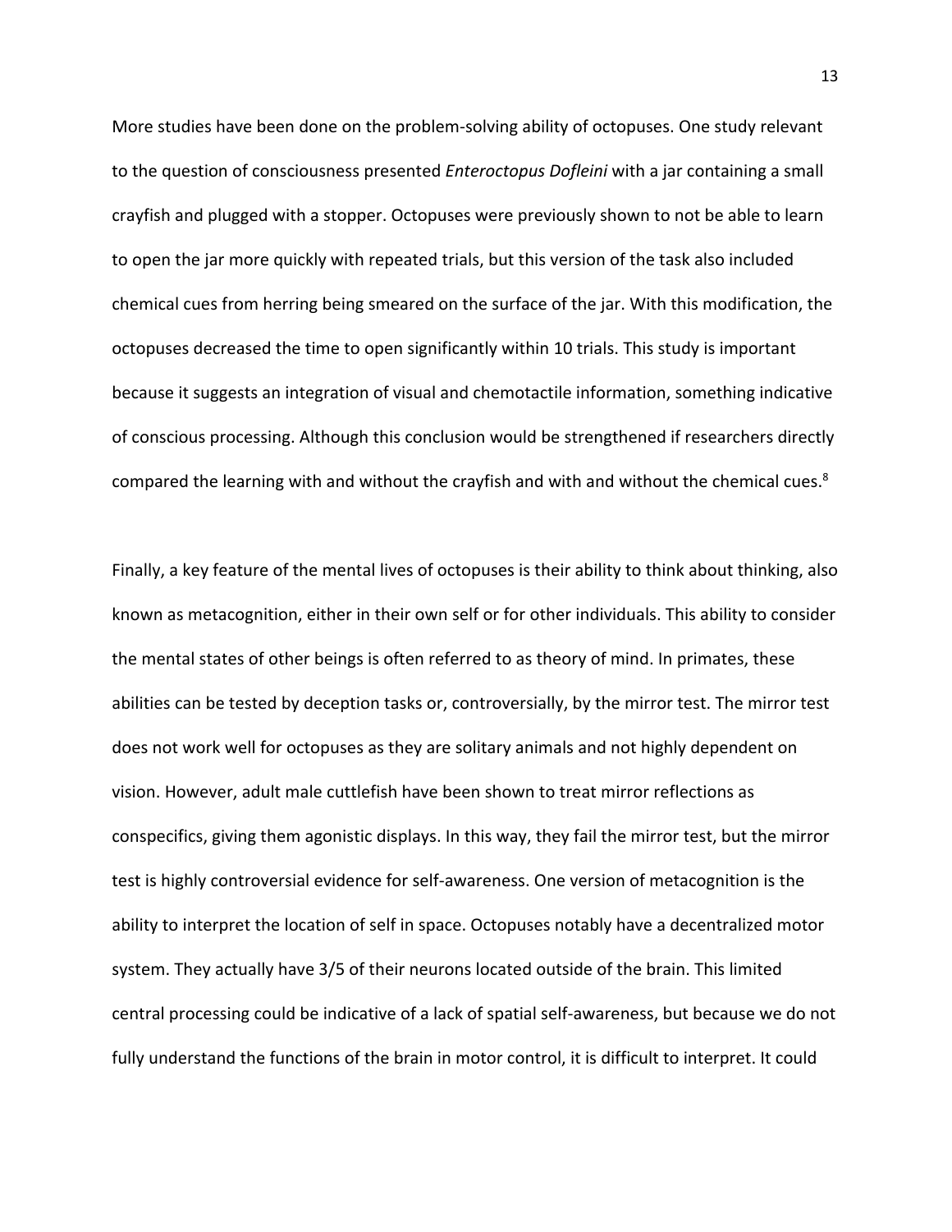More studies have been done on the problem-solving ability of octopuses. One study relevant to the question of consciousness presented *Enteroctopus Dofleini* with a jar containing a small crayfish and plugged with a stopper. Octopuses were previously shown to not be able to learn to open the jar more quickly with repeated trials, but this version of the task also included chemical cues from herring being smeared on the surface of the jar. With this modification, the octopuses decreased the time to open significantly within 10 trials. This study is important because it suggests an integration of visual and chemotactile information, something indicative of conscious processing. Although this conclusion would be strengthened if researchers directly compared the learning with and without the crayfish and with and without the chemical cues.[8]

Finally, a key feature of the mental lives of octopuses is their ability to think about thinking, also known as metacognition, either in their own self or for other individuals. This ability to consider the mental states of other beings is often referred to as theory of mind. In primates, these abilities can be tested by deception tasks or, controversially, by the mirror test. The mirror test does not work well for octopuses as they are solitary animals and not highly dependent on vision. However, adult male cuttlefish have been shown to treat mirror reflections as conspecifics, giving them agonistic displays. In this way, they fail the mirror test, but the mirror test is highly controversial evidence for self-awareness. One version of metacognition is the ability to interpret the location of self in space. Octopuses notably have a decentralized motor system. They actually have 3/5 of their neurons located outside of the brain. This limited central processing could be indicative of a lack of spatial self-awareness, but because we do not fully understand the functions of the brain in motor control, it is difficult to interpret. It could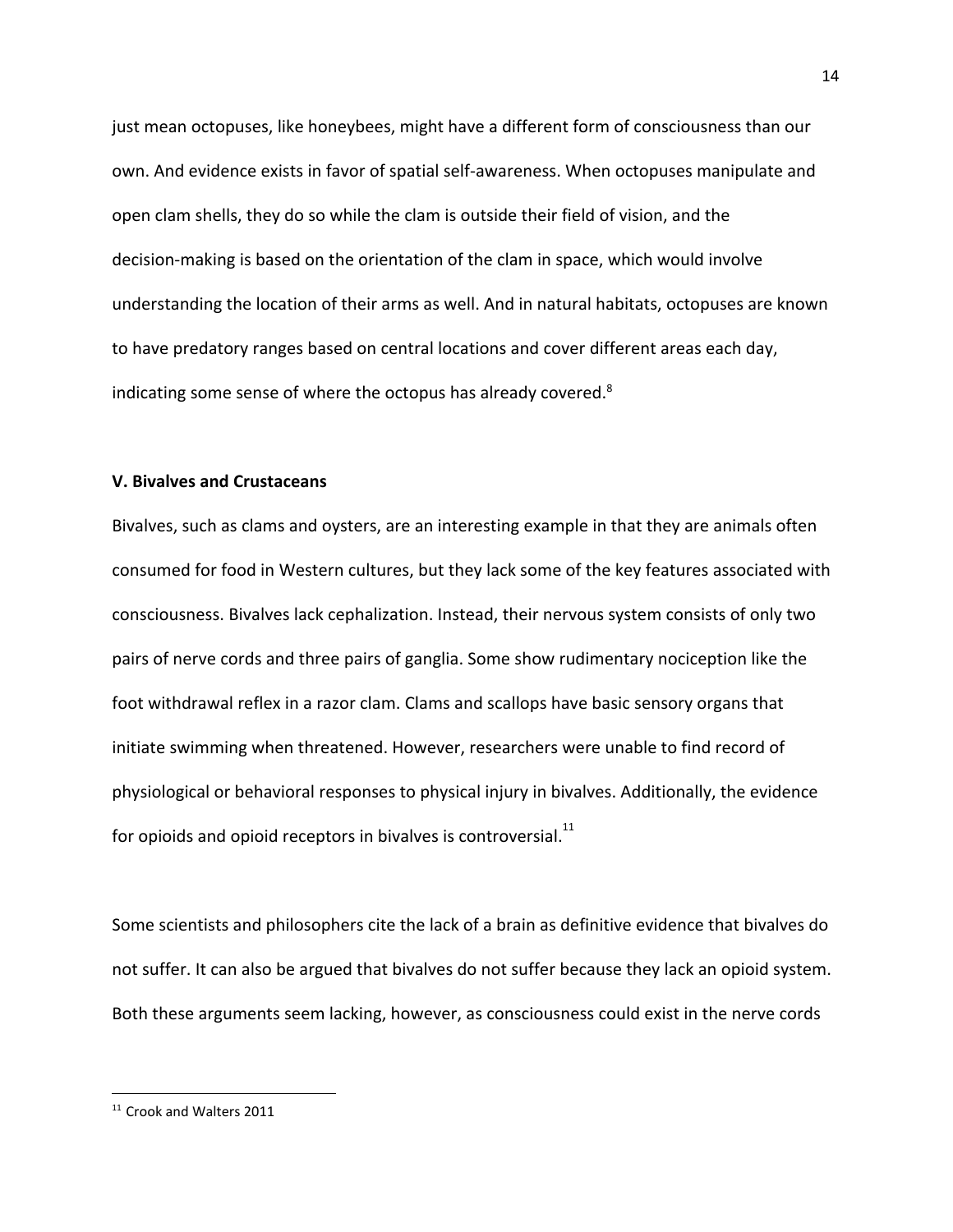just mean octopuses, like honeybees, might have a different form of consciousness than our own. And evidence exists in favor of spatial self-awareness. When octopuses manipulate and open clam shells, they do so while the clam is outside their field of vision, and the decision-making is based on the orientation of the clam in space, which would involve understanding the location of their arms as well. And in natural habitats, octopuses are known to have predatory ranges based on central locations and cover different areas each day, indicating some sense of where the octopus has already covered.[8]

**V. Bivalves and Crustaceans**

Bivalves, such as clams and oysters, are an interesting example in that they are animals often consumed for food in Western cultures, but they lack some of the key features associated with consciousness. Bivalves lack cephalization. Instead, their nervous system consists of only two pairs of nerve cords and three pairs of ganglia. Some show rudimentary nociception like the foot withdrawal reflex in a razor clam. Clams and scallops have basic sensory organs that initiate swimming when threatened. However, researchers were unable to find record of physiological or behavioral responses to physical injury in bivalves. Additionally, the evidence for opioids and opioid receptors in bivalves is controversial.[11]

Some scientists and philosophers cite the lack of a brain as definitive evidence that bivalves do not suffer. It can also be argued that bivalves do not suffer because they lack an opioid system. Both these arguments seem lacking, however, as consciousness could exist in the nerve cords

[11] Crook and Walters 2011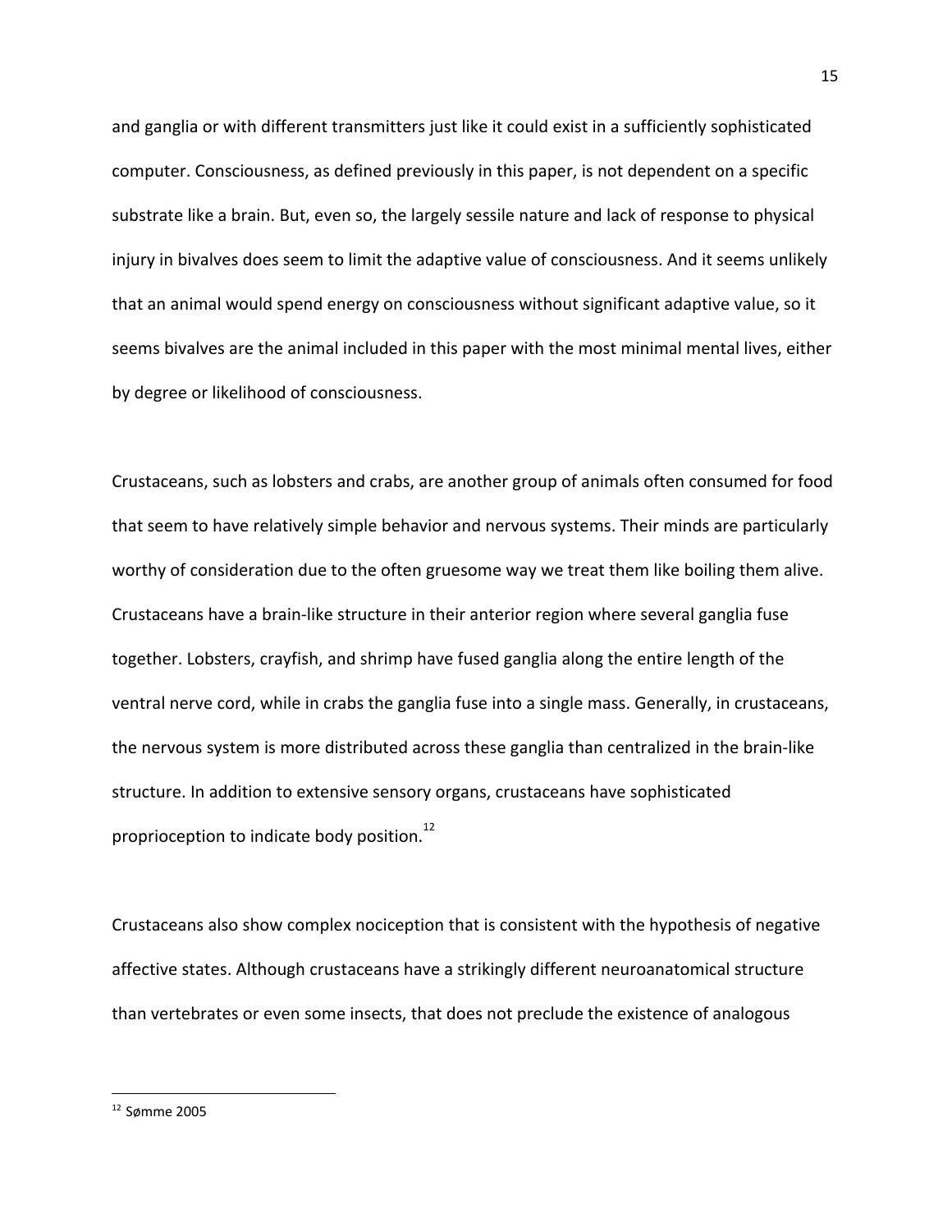and ganglia or with different transmitters just like it could exist in a sufficiently sophisticated computer. Consciousness, as defined previously in this paper, is not dependent on a specific substrate like a brain. But, even so, the largely sessile nature and lack of response to physical injury in bivalves does seem to limit the adaptive value of consciousness. And it seems unlikely that an animal would spend energy on consciousness without significant adaptive value, so it seems bivalves are the animal included in this paper with the most minimal mental lives, either by degree or likelihood of consciousness.

Crustaceans, such as lobsters and crabs, are another group of animals often consumed for food that seem to have relatively simple behavior and nervous systems. Their minds are particularly worthy of consideration due to the often gruesome way we treat them like boiling them alive. Crustaceans have a brain-like structure in their anterior region where several ganglia fuse together. Lobsters, crayfish, and shrimp have fused ganglia along the entire length of the ventral nerve cord, while in crabs the ganglia fuse into a single mass. Generally, in crustaceans, the nervous system is more distributed across these ganglia than centralized in the brain-like structure. In addition to extensive sensory organs, crustaceans have sophisticated proprioception to indicate body position.[12]

Crustaceans also show complex nociception that is consistent with the hypothesis of negative affective states. Although crustaceans have a strikingly different neuroanatomical structure than vertebrates or even some insects, that does not preclude the existence of analogous

---

[12] Sømme 2005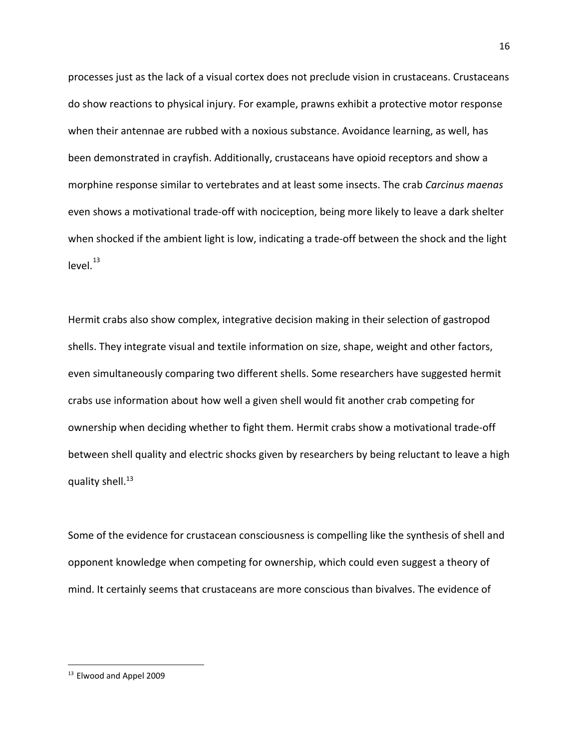processes just as the lack of a visual cortex does not preclude vision in crustaceans. Crustaceans do show reactions to physical injury. For example, prawns exhibit a protective motor response when their antennae are rubbed with a noxious substance. Avoidance learning, as well, has been demonstrated in crayfish. Additionally, crustaceans have opioid receptors and show a morphine response similar to vertebrates and at least some insects. The crab *Carcinus maenas* even shows a motivational trade-off with nociception, being more likely to leave a dark shelter when shocked if the ambient light is low, indicating a trade-off between the shock and the light level.[13]

Hermit crabs also show complex, integrative decision making in their selection of gastropod shells. They integrate visual and textile information on size, shape, weight and other factors, even simultaneously comparing two different shells. Some researchers have suggested hermit crabs use information about how well a given shell would fit another crab competing for ownership when deciding whether to fight them. Hermit crabs show a motivational trade-off between shell quality and electric shocks given by researchers by being reluctant to leave a high quality shell.[13]

Some of the evidence for crustacean consciousness is compelling like the synthesis of shell and opponent knowledge when competing for ownership, which could even suggest a theory of mind. It certainly seems that crustaceans are more conscious than bivalves. The evidence of

[13] Elwood and Appel 2009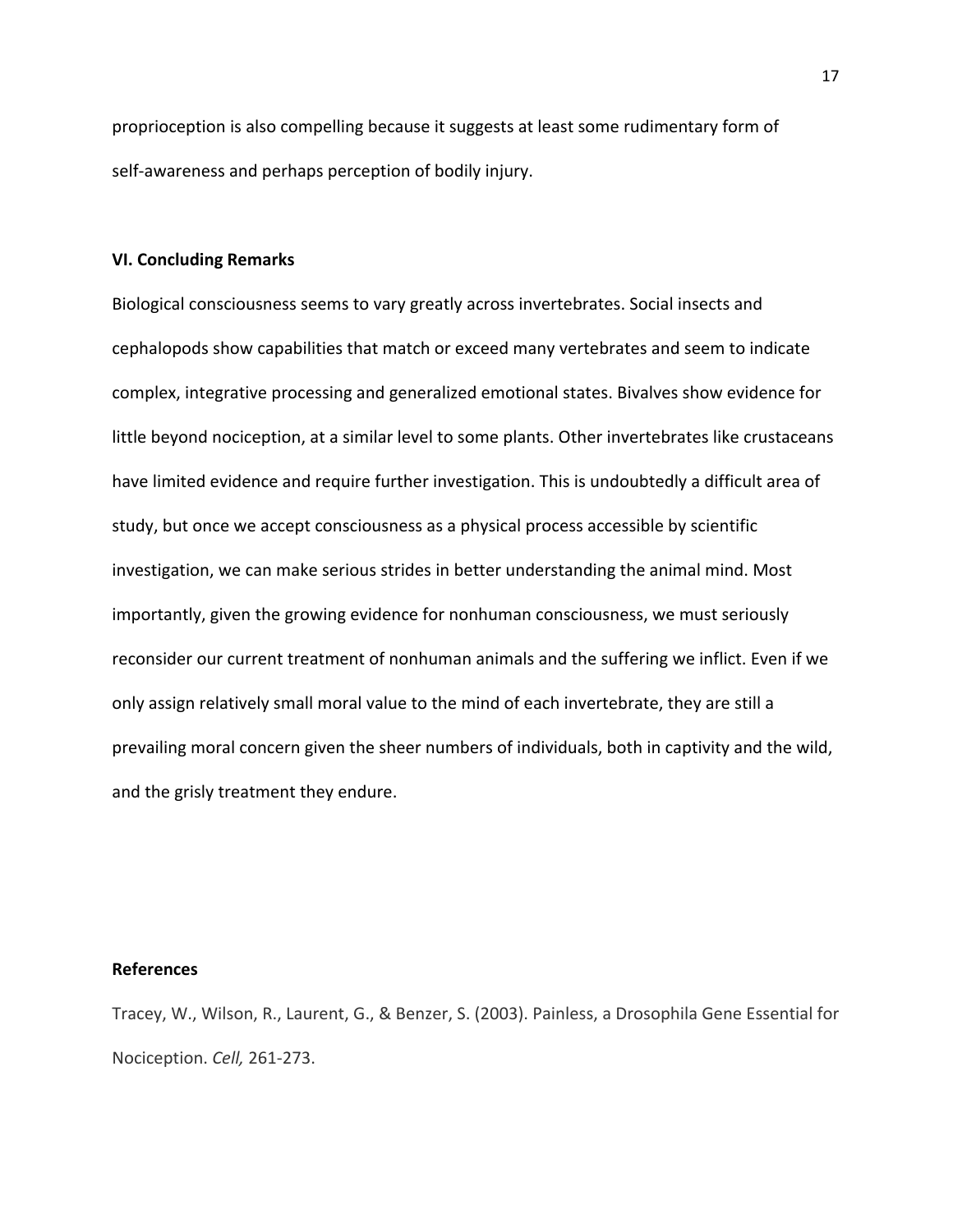proprioception is also compelling because it suggests at least some rudimentary form of self-awareness and perhaps perception of bodily injury.

### VI. Concluding Remarks

Biological consciousness seems to vary greatly across invertebrates. Social insects and cephalopods show capabilities that match or exceed many vertebrates and seem to indicate complex, integrative processing and generalized emotional states. Bivalves show evidence for little beyond nociception, at a similar level to some plants. Other invertebrates like crustaceans have limited evidence and require further investigation. This is undoubtedly a difficult area of study, but once we accept consciousness as a physical process accessible by scientific investigation, we can make serious strides in better understanding the animal mind. Most importantly, given the growing evidence for nonhuman consciousness, we must seriously reconsider our current treatment of nonhuman animals and the suffering we inflict. Even if we only assign relatively small moral value to the mind of each invertebrate, they are still a prevailing moral concern given the sheer numbers of individuals, both in captivity and the wild, and the grisly treatment they endure.

### References

Tracey, W., Wilson, R., Laurent, G., & Benzer, S. (2003). Painless, a Drosophila Gene Essential for Nociception. *Cell,* 261-273.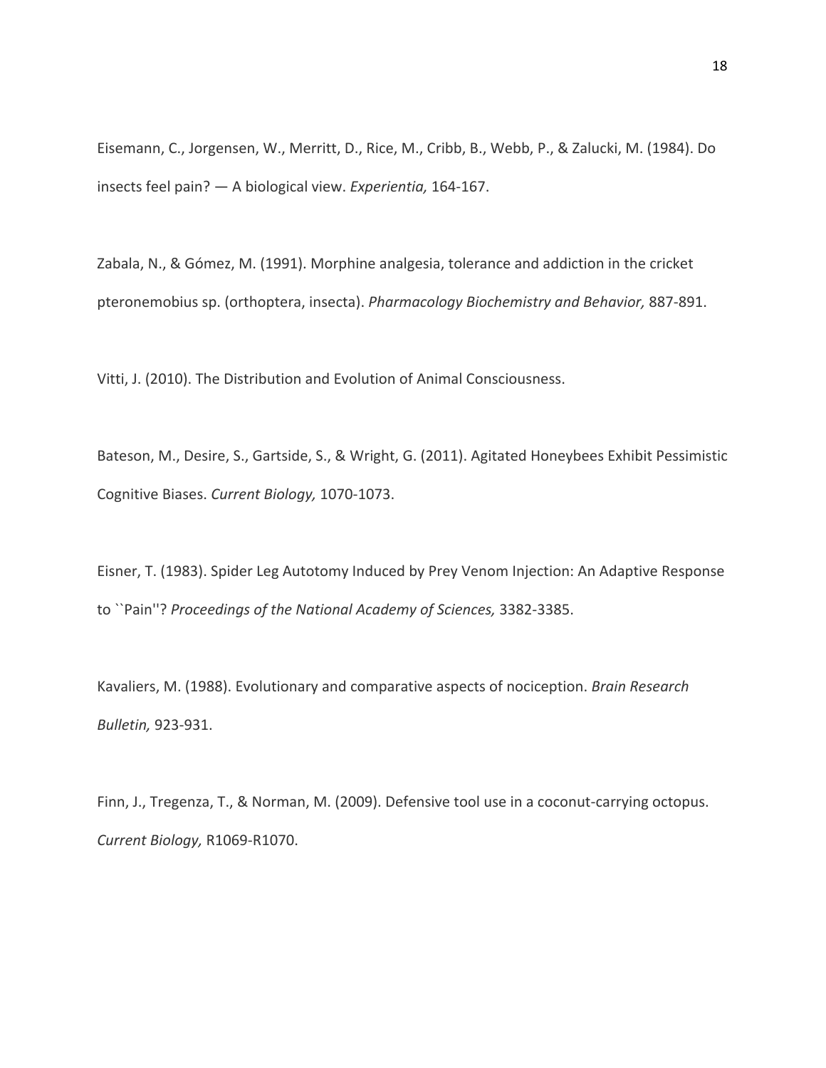Eisemann, C., Jorgensen, W., Merritt, D., Rice, M., Cribb, B., Webb, P., & Zalucki, M. (1984). Do insects feel pain? — A biological view. *Experientia,* 164-167.

Zabala, N., & Gómez, M. (1991). Morphine analgesia, tolerance and addiction in the cricket pteronemobius sp. (orthoptera, insecta). *Pharmacology Biochemistry and Behavior,* 887-891.

Vitti, J. (2010). The Distribution and Evolution of Animal Consciousness.

Bateson, M., Desire, S., Gartside, S., & Wright, G. (2011). Agitated Honeybees Exhibit Pessimistic Cognitive Biases. *Current Biology,* 1070-1073.

Eisner, T. (1983). Spider Leg Autotomy Induced by Prey Venom Injection: An Adaptive Response to ``Pain''? *Proceedings of the National Academy of Sciences,* 3382-3385.

Kavaliers, M. (1988). Evolutionary and comparative aspects of nociception. *Brain Research Bulletin,* 923-931.

Finn, J., Tregenza, T., & Norman, M. (2009). Defensive tool use in a coconut-carrying octopus. *Current Biology,* R1069-R1070.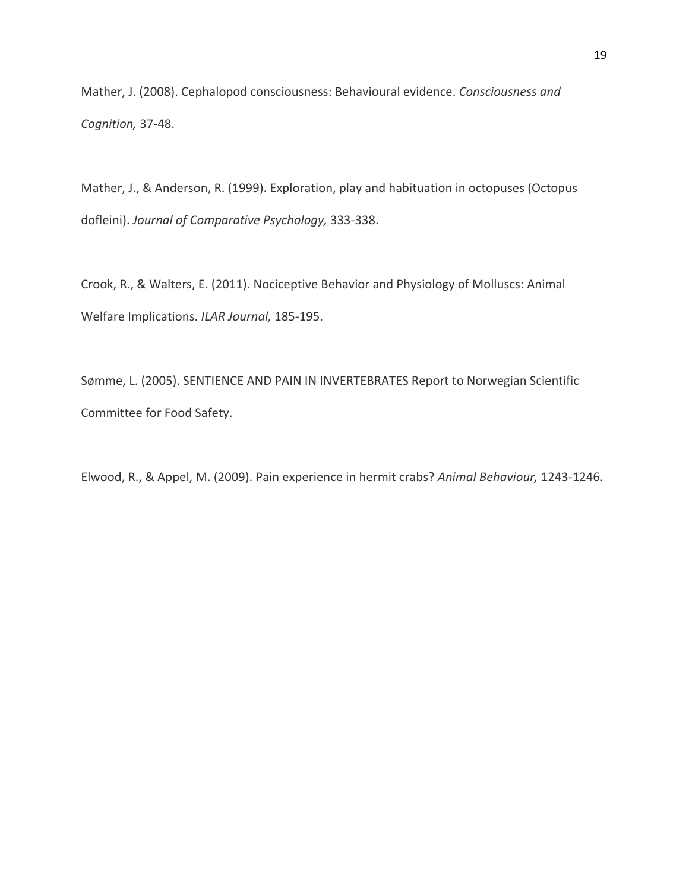Mather, J. (2008). Cephalopod consciousness: Behavioural evidence. *Consciousness and Cognition,* 37-48.

Mather, J., & Anderson, R. (1999). Exploration, play and habituation in octopuses (Octopus dofleini). *Journal of Comparative Psychology,* 333-338.

Crook, R., & Walters, E. (2011). Nociceptive Behavior and Physiology of Molluscs: Animal Welfare Implications. *ILAR Journal,* 185-195.

Sømme, L. (2005). SENTIENCE AND PAIN IN INVERTEBRATES Report to Norwegian Scientific Committee for Food Safety.

Elwood, R., & Appel, M. (2009). Pain experience in hermit crabs? *Animal Behaviour,* 1243-1246.